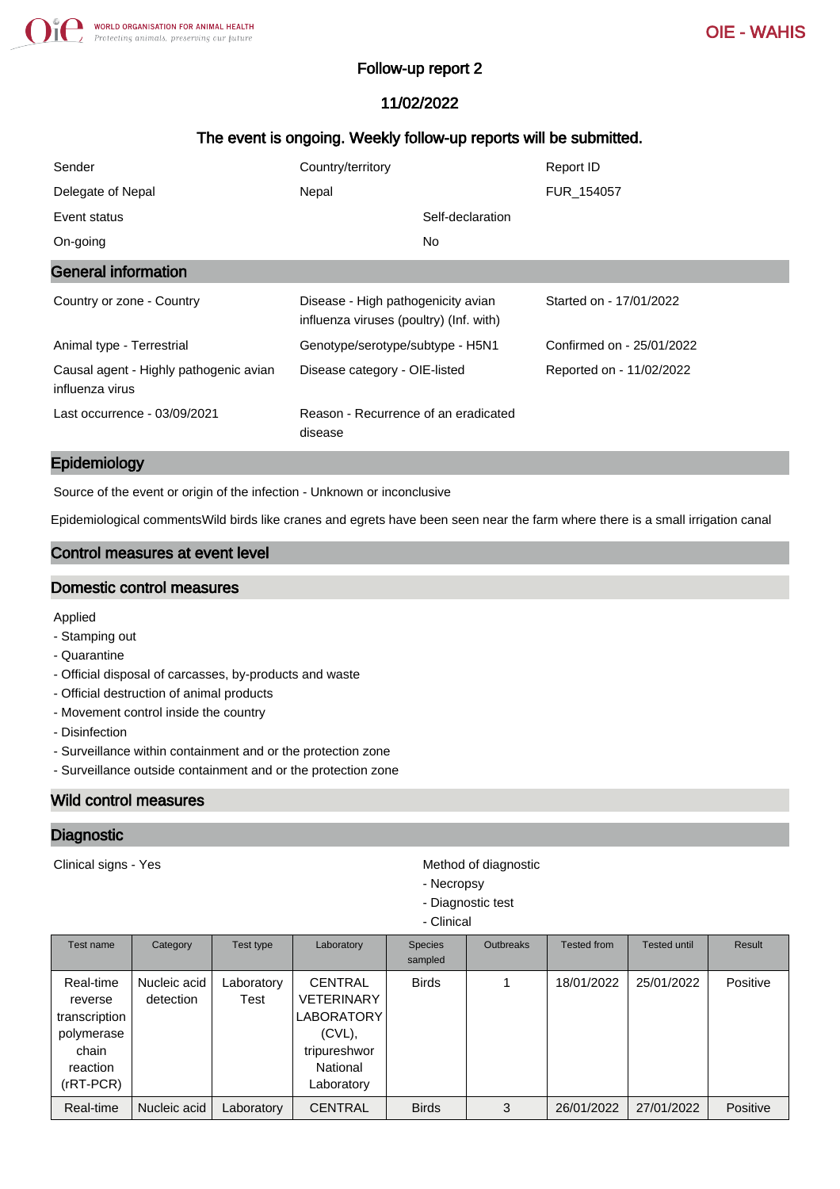# Follow-up report 2

## 11/02/2022

### The event is ongoing. Weekly follow-up reports will be submitted.

| Sender | Country/territory | Report ID |
|---|---|---|
| Delegate of Nepal | Nepal | FUR_154057 |

| Event status | Self-declaration |
|---|---|
| On-going | No |

## General information

| | | |
|---|---|---|
| Country or zone - Country | Disease - High pathogenicity avian influenza viruses (poultry) (Inf. with) | Started on - 17/01/2022 |
| Animal type - Terrestrial | Genotype/serotype/subtype - H5N1 | Confirmed on - 25/01/2022 |
| Causal agent - Highly pathogenic avian influenza virus | Disease category - OIE-listed | Reported on - 11/02/2022 |
| Last occurrence - 03/09/2021 | Reason - Recurrence of an eradicated disease | |

## Epidemiology

Source of the event or origin of the infection - Unknown or inconclusive

Epidemiological commentsWild birds like cranes and egrets have been seen near the farm where there is a small irrigation canal

## Control measures at event level

### Domestic control measures

Applied
- Stamping out
- Quarantine
- Official disposal of carcasses, by-products and waste
- Official destruction of animal products
- Movement control inside the country
- Disinfection
- Surveillance within containment and or the protection zone
- Surveillance outside containment and or the protection zone

### Wild control measures

## Diagnostic

Clinical signs - Yes

Method of diagnostic
- Necropsy
- Diagnostic test
- Clinical

| Test name | Category | Test type | Laboratory | Species sampled | Outbreaks | Tested from | Tested until | Result |
|---|---|---|---|---|---|---|---|---|
| Real-time reverse transcription polymerase chain reaction (rRT-PCR) | Nucleic acid detection | Laboratory Test | CENTRAL VETERINARY LABORATORY (CVL), tripureshwor National Laboratory | Birds | 1 | 18/01/2022 | 25/01/2022 | Positive |
| Real-time | Nucleic acid | Laboratory | CENTRAL | Birds | 3 | 26/01/2022 | 27/01/2022 | Positive |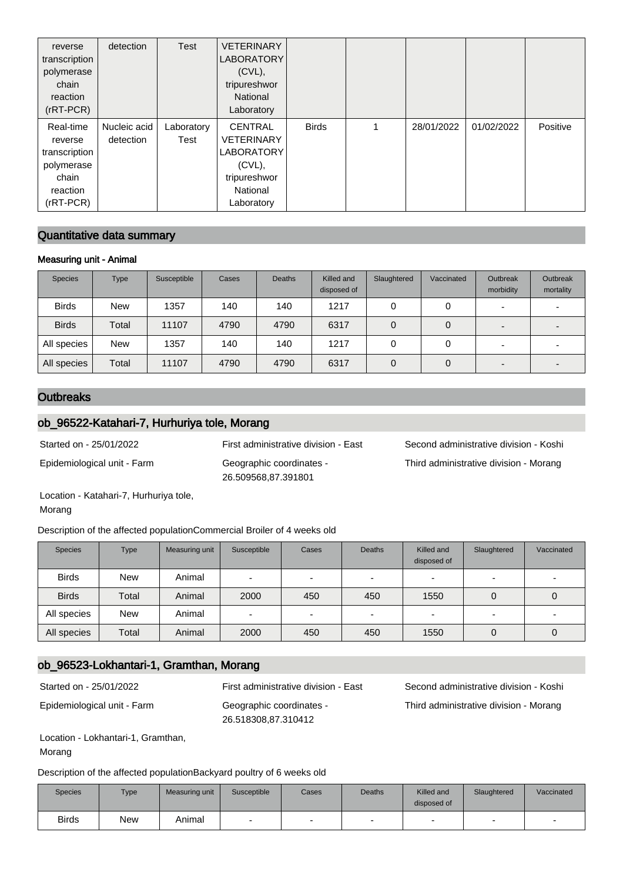| reverse transcription polymerase chain reaction (rRT-PCR) | detection | Test | VETERINARY LABORATORY (CVL), tripureshwor National Laboratory | | | | | |
|---|---|---|---|---|---|---|---|---|
| Real-time reverse transcription polymerase chain reaction (rRT-PCR) | Nucleic acid detection | Laboratory Test | CENTRAL VETERINARY LABORATORY (CVL), tripureshwor National Laboratory | Birds | 1 | 28/01/2022 | 01/02/2022 | Positive |

## Quantitative data summary

### Measuring unit - Animal

| Species | Type | Susceptible | Cases | Deaths | Killed and disposed of | Slaughtered | Vaccinated | Outbreak morbidity | Outbreak mortality |
|---|---|---|---|---|---|---|---|---|---|
| Birds | New | 1357 | 140 | 140 | 1217 | 0 | 0 | - | - |
| Birds | Total | 11107 | 4790 | 4790 | 6317 | 0 | 0 | - | - |
| All species | New | 1357 | 140 | 140 | 1217 | 0 | 0 | - | - |
| All species | Total | 11107 | 4790 | 4790 | 6317 | 0 | 0 | - | - |

## Outbreaks

### ob_96522-Katahari-7, Hurhuriya tole, Morang

Started on - 25/01/2022

First administrative division - East

Second administrative division - Koshi

Epidemiological unit - Farm

Geographic coordinates - 26.509568,87.391801

Third administrative division - Morang

Location - Katahari-7, Hurhuriya tole, Morang

Description of the affected populationCommercial Broiler of 4 weeks old

| Species | Type | Measuring unit | Susceptible | Cases | Deaths | Killed and disposed of | Slaughtered | Vaccinated |
|---|---|---|---|---|---|---|---|---|
| Birds | New | Animal | - | - | - | - | - | - |
| Birds | Total | Animal | 2000 | 450 | 450 | 1550 | 0 | 0 |
| All species | New | Animal | - | - | - | - | - | - |
| All species | Total | Animal | 2000 | 450 | 450 | 1550 | 0 | 0 |

### ob_96523-Lokhantari-1, Gramthan, Morang

Started on - 25/01/2022

First administrative division - East

Second administrative division - Koshi

Epidemiological unit - Farm

Geographic coordinates - 26.518308,87.310412

Third administrative division - Morang

Location - Lokhantari-1, Gramthan, Morang

Description of the affected populationBackyard poultry of 6 weeks old

| Species | Type | Measuring unit | Susceptible | Cases | Deaths | Killed and disposed of | Slaughtered | Vaccinated |
|---|---|---|---|---|---|---|---|---|
| Birds | New | Animal | - | - | - | - | - | - |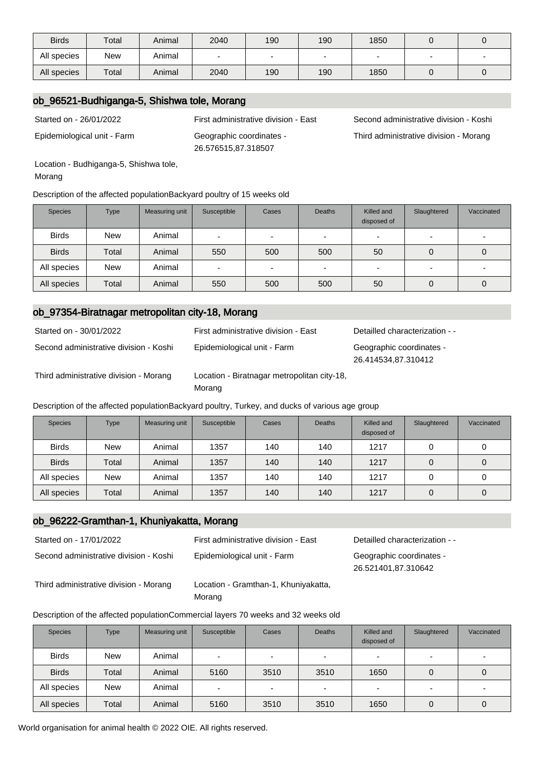| Birds | Total | Animal | 2040 | 190 | 190 | 1850 | 0 | 0 |
|---|---|---|---|---|---|---|---|---|
| All species | New | Animal | - | - | - | - | - | - |
| All species | Total | Animal | 2040 | 190 | 190 | 1850 | 0 | 0 |

## ob_96521-Budhiganga-5, Shishwa tole, Morang

Started on - 26/01/2022

First administrative division - East

Second administrative division - Koshi

Epidemiological unit - Farm

Geographic coordinates - 26.576515,87.318507

Third administrative division - Morang

Location - Budhiganga-5, Shishwa tole, Morang

Description of the affected populationBackyard poultry of 15 weeks old

| Species | Type | Measuring unit | Susceptible | Cases | Deaths | Killed and disposed of | Slaughtered | Vaccinated |
|---|---|---|---|---|---|---|---|---|
| Birds | New | Animal | - | - | - | - | - | - |
| Birds | Total | Animal | 550 | 500 | 500 | 50 | 0 | 0 |
| All species | New | Animal | - | - | - | - | - | - |
| All species | Total | Animal | 550 | 500 | 500 | 50 | 0 | 0 |

## ob_97354-Biratnagar metropolitan city-18, Morang

Started on - 30/01/2022

First administrative division - East

Detailled characterization - -

Second administrative division - Koshi

Epidemiological unit - Farm

Geographic coordinates - 26.414534,87.310412

Third administrative division - Morang

Location - Biratnagar metropolitan city-18, Morang

Description of the affected populationBackyard poultry, Turkey, and ducks of various age group

| Species | Type | Measuring unit | Susceptible | Cases | Deaths | Killed and disposed of | Slaughtered | Vaccinated |
|---|---|---|---|---|---|---|---|---|
| Birds | New | Animal | 1357 | 140 | 140 | 1217 | 0 | 0 |
| Birds | Total | Animal | 1357 | 140 | 140 | 1217 | 0 | 0 |
| All species | New | Animal | 1357 | 140 | 140 | 1217 | 0 | 0 |
| All species | Total | Animal | 1357 | 140 | 140 | 1217 | 0 | 0 |

## ob_96222-Gramthan-1, Khuniyakatta, Morang

Started on - 17/01/2022

First administrative division - East

Detailled characterization - -

Second administrative division - Koshi

Epidemiological unit - Farm

Geographic coordinates - 26.521401,87.310642

Third administrative division - Morang

Location - Gramthan-1, Khuniyakatta, Morang

Description of the affected populationCommercial layers 70 weeks and 32 weeks old

| Species | Type | Measuring unit | Susceptible | Cases | Deaths | Killed and disposed of | Slaughtered | Vaccinated |
|---|---|---|---|---|---|---|---|---|
| Birds | New | Animal | - | - | - | - | - | - |
| Birds | Total | Animal | 5160 | 3510 | 3510 | 1650 | 0 | 0 |
| All species | New | Animal | - | - | - | - | - | - |
| All species | Total | Animal | 5160 | 3510 | 3510 | 1650 | 0 | 0 |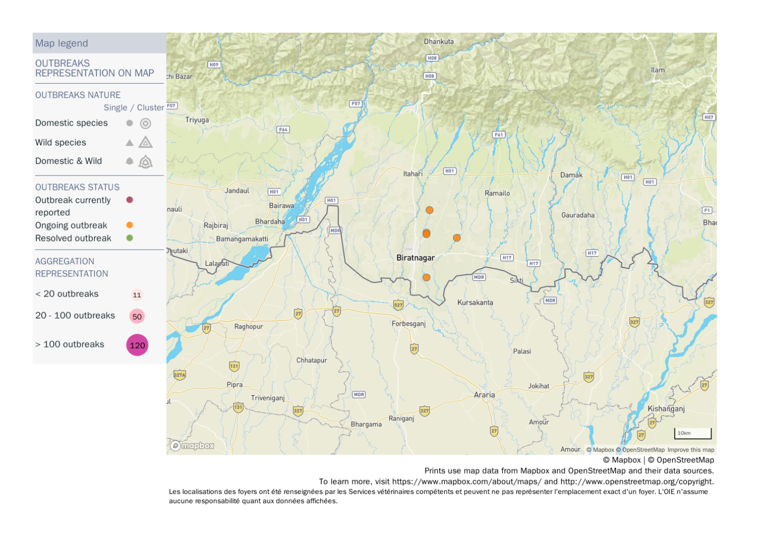Map legend

OUTBREAKS REPRESENTATION ON MAP

OUTBREAKS NATURE

Single / Cluster

Domestic species

Wild species

Domestic & Wild

OUTBREAKS STATUS

Outbreak currently reported

Ongoing outbreak

Resolved outbreak

AGGREGATION REPRESENTATION

< 20 outbreaks 11

20 - 100 outbreaks 50

> 100 outbreaks 120

© Mapbox | © OpenStreetMap

Prints use map data from Mapbox and OpenStreetMap and their data sources.

To learn more, visit https://www.mapbox.com/about/maps/ and http://www.openstreetmap.org/copyright.

Les localisations des foyers ont été renseignées par les Services vétérinaires compétents et peuvent ne pas représenter l'emplacement exact d'un foyer. L'OIE n'assume aucune responsabilité quant aux données affichées.